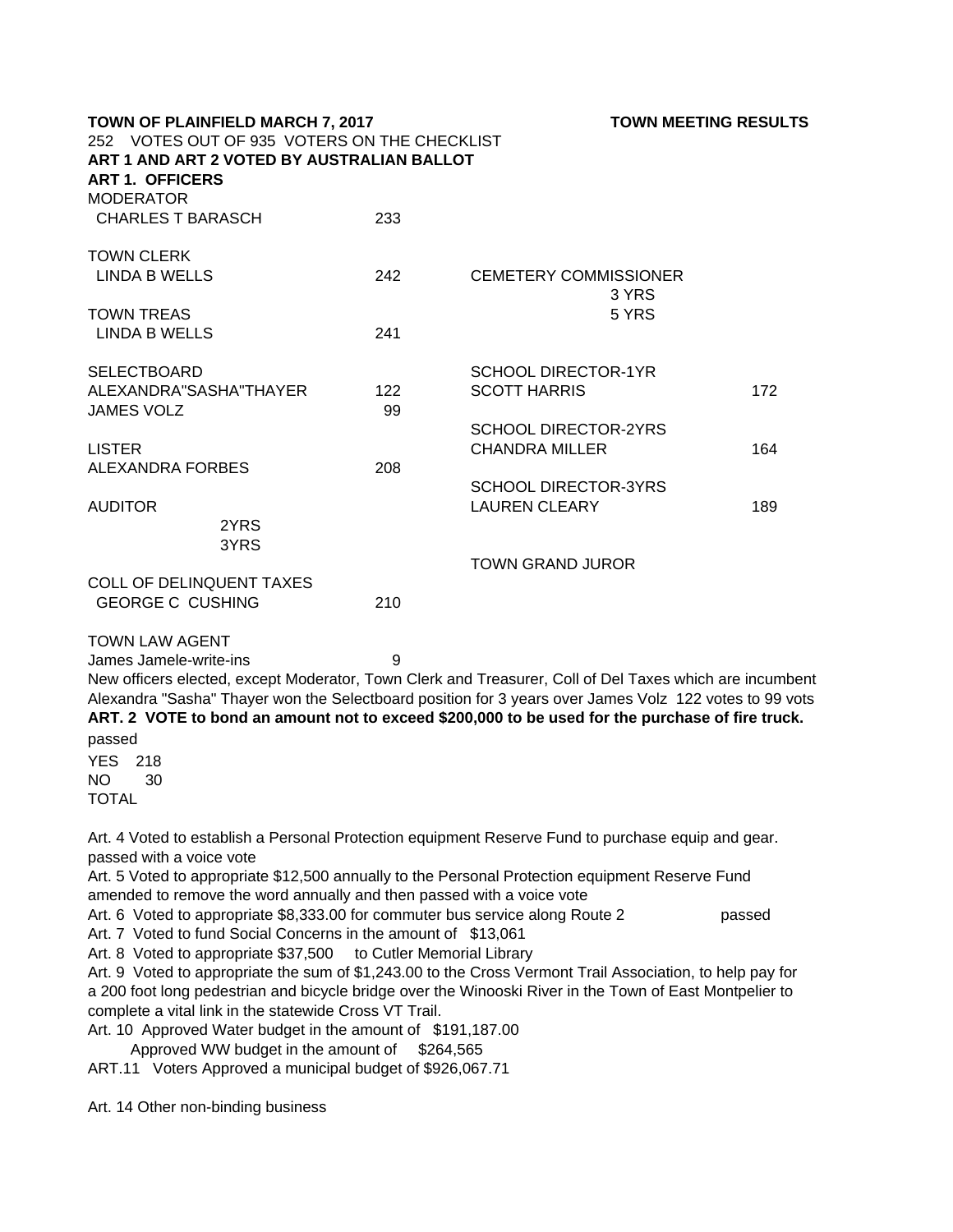**TOWN OF PLAINFIELD MARCH 7, 2017** **TOWN MEETING RESULTS**

252 VOTES OUT OF 935 VOTERS ON THE CHECKLIST

**ART 1 AND ART 2 VOTED BY AUSTRALIAN BALLOT**

**ART 1. OFFICERS**

| | |
|---|---|
| MODERATOR | |
| CHARLES T BARASCH | 233 |
| | |
| TOWN CLERK | |
| LINDA B WELLS | 242 |
| | |
| TOWN TREAS | |
| LINDA B WELLS | 241 |
| | |
| SELECTBOARD | |
| ALEXANDRA"SASHA"THAYER | 122 |
| JAMES VOLZ | 99 |
| | |
| LISTER | |
| ALEXANDRA FORBES | 208 |
| | |
| AUDITOR | |
| 2YRS | |
| 3YRS | |
| | |
| COLL OF DELINQUENT TAXES | |
| GEORGE C CUSHING | 210 |
| | |
| TOWN LAW AGENT | |
| James Jamele-write-ins | 9 |

| | |
|---|---|
| CEMETERY COMMISSIONER | |
| 3 YRS | |
| 5 YRS | |
| | |
| SCHOOL DIRECTOR-1YR | |
| SCOTT HARRIS | 172 |
| | |
| SCHOOL DIRECTOR-2YRS | |
| CHANDRA MILLER | 164 |
| | |
| SCHOOL DIRECTOR-3YRS | |
| LAUREN CLEARY | 189 |
| | |
| TOWN GRAND JUROR | |

New officers elected, except Moderator, Town Clerk and Treasurer, Coll of Del Taxes which are incumbent

Alexandra "Sasha" Thayer won the Selectboard position for 3 years over James Volz 122 votes to 99 vots

**ART. 2 VOTE to bond an amount not to exceed $200,000 to be used for the purchase of fire truck.**

passed

YES 218
NO 30
TOTAL

Art. 4 Voted to establish a Personal Protection equipment Reserve Fund to purchase equip and gear.
passed with a voice vote

Art. 5 Voted to appropriate $12,500 annually to the Personal Protection equipment Reserve Fund
amended to remove the word annually and then passed with a voice vote

Art. 6 Voted to appropriate $8,333.00 for commuter bus service along Route 2 passed

Art. 7 Voted to fund Social Concerns in the amount of $13,061

Art. 8 Voted to appropriate $37,500 to Cutler Memorial Library

Art. 9 Voted to appropriate the sum of $1,243.00 to the Cross Vermont Trail Association, to help pay for a 200 foot long pedestrian and bicycle bridge over the Winooski River in the Town of East Montpelier to complete a vital link in the statewide Cross VT Trail.

Art. 10 Approved Water budget in the amount of $191,187.00
Approved WW budget in the amount of $264,565

ART.11 Voters Approved a municipal budget of $926,067.71

Art. 14 Other non-binding business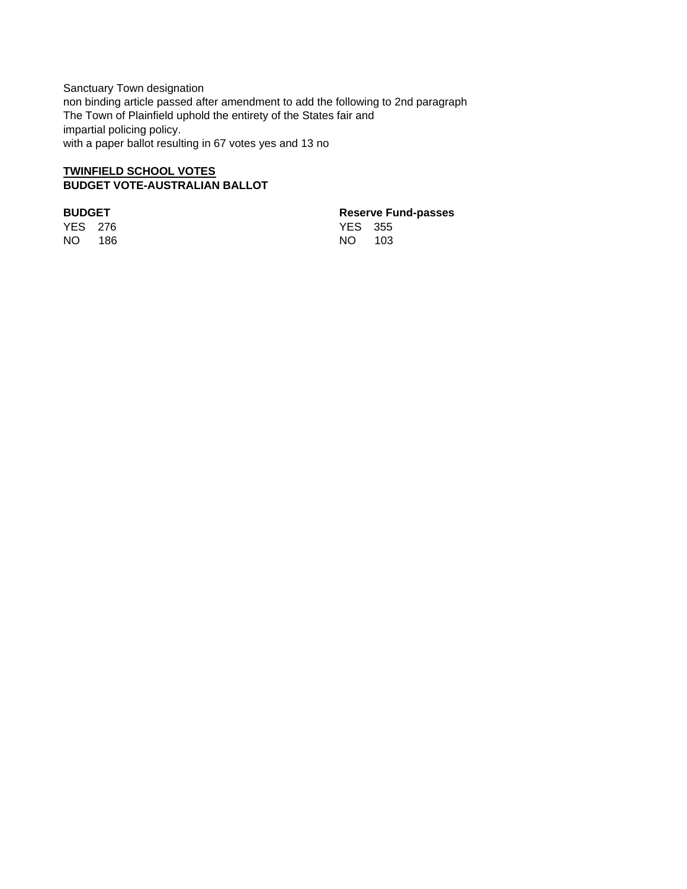Sanctuary Town designation
non binding article passed after amendment to add the following to 2nd paragraph
The Town of Plainfield uphold the entirety of the States fair and
impartial policing policy.
with a paper ballot resulting in 67 votes yes and 13 no

**<u>TWINFIELD SCHOOL VOTES</u>**
**BUDGET VOTE-AUSTRALIAN BALLOT**

| **BUDGET** | | **Reserve Fund-passes** | |
|---|---|---|---|
| YES | 276 | YES | 355 |
| NO | 186 | NO | 103 |